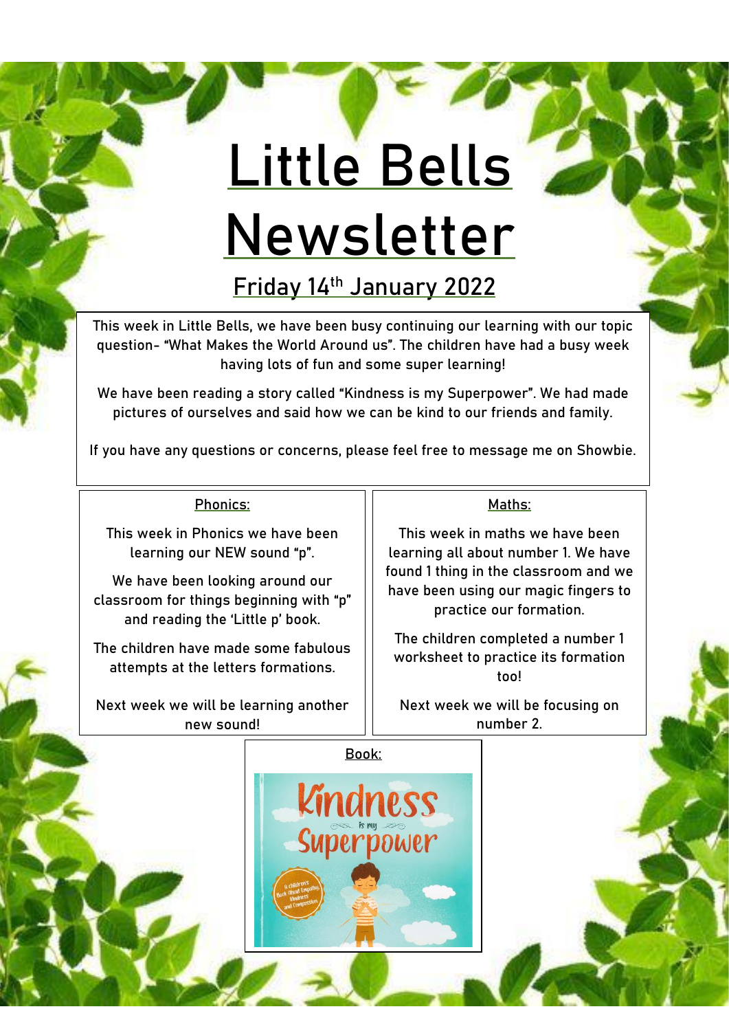# Little Bells Newsletter

## Friday 14th January 2022

This week in Little Bells, we have been busy continuing our learning with our topic question- "What Makes the World Around us". The children have had a busy week having lots of fun and some super learning!

We have been reading a story called "Kindness is my Superpower". We had made pictures of ourselves and said how we can be kind to our friends and family.

If you have any questions or concerns, please feel free to message me on Showbie.

### Phonics:

This week in Phonics we have been learning our NEW sound "p".

We have been looking around our classroom for things beginning with "p" and reading the 'Little p' book.

The children have made some fabulous attempts at the letters formations.

Next week we will be learning another new sound!

### Maths:

This week in maths we have been learning all about number 1. We have found 1 thing in the classroom and we have been using our magic fingers to practice our formation.

The children completed a number 1 worksheet to practice its formation too!

Next week we will be focusing on number 2.

### Book: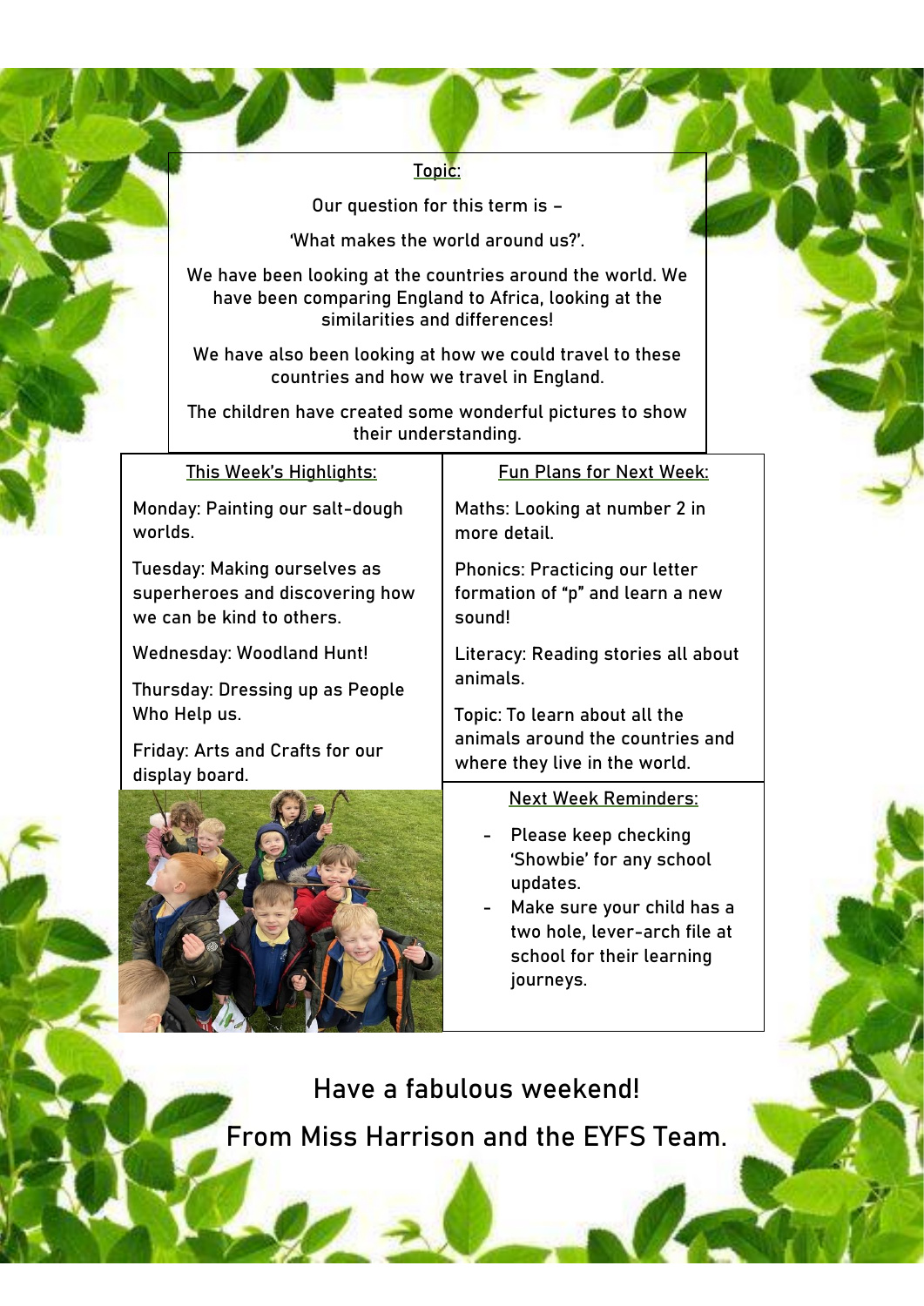## Topic:

Our question for this term is –

'What makes the world around us?'.

We have been looking at the countries around the world. We have been comparing England to Africa, looking at the similarities and differences!

We have also been looking at how we could travel to these countries and how we travel in England.

The children have created some wonderful pictures to show their understanding.

## This Week's Highlights:

Monday: Painting our salt-dough worlds.

Tuesday: Making ourselves as superheroes and discovering how we can be kind to others.

Wednesday: Woodland Hunt!

Thursday: Dressing up as People Who Help us.

Friday: Arts and Crafts for our display board.

## Fun Plans for Next Week:

Maths: Looking at number 2 in more detail.

Phonics: Practicing our letter formation of "p" and learn a new sound!

Literacy: Reading stories all about animals.

Topic: To learn about all the animals around the countries and where they live in the world.

## Next Week Reminders:

- Please keep checking 'Showbie' for any school updates.
- Make sure your child has a two hole, lever-arch file at school for their learning journeys.

Have a fabulous weekend!

From Miss Harrison and the EYFS Team.